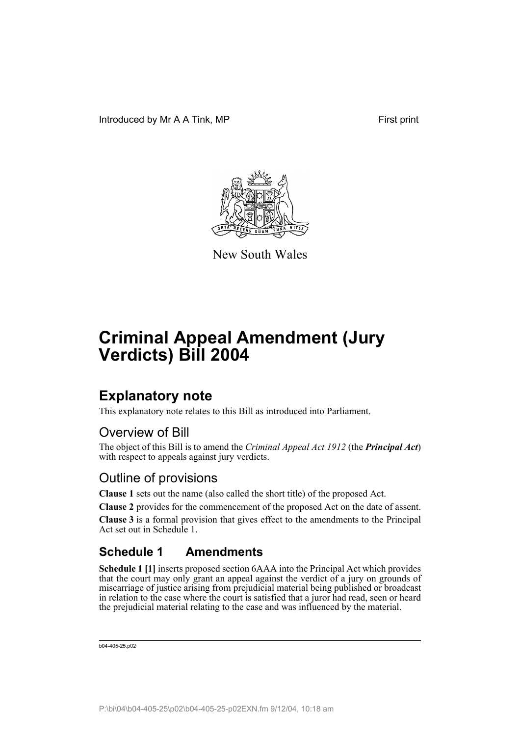Introduced by Mr A A Tink, MP

First print

New South Wales

# Criminal Appeal Amendment (Jury Verdicts) Bill 2004

## Explanatory note

This explanatory note relates to this Bill as introduced into Parliament.

### Overview of Bill

The object of this Bill is to amend the *Criminal Appeal Act 1912* (the ***Principal Act***) with respect to appeals against jury verdicts.

### Outline of provisions

**Clause 1** sets out the name (also called the short title) of the proposed Act.

**Clause 2** provides for the commencement of the proposed Act on the date of assent.

**Clause 3** is a formal provision that gives effect to the amendments to the Principal Act set out in Schedule 1.

## Schedule 1 Amendments

**Schedule 1 [1]** inserts proposed section 6AAA into the Principal Act which provides that the court may only grant an appeal against the verdict of a jury on grounds of miscarriage of justice arising from prejudicial material being published or broadcast in relation to the case where the court is satisfied that a juror had read, seen or heard the prejudicial material relating to the case and was influenced by the material.

b04-405-25.p02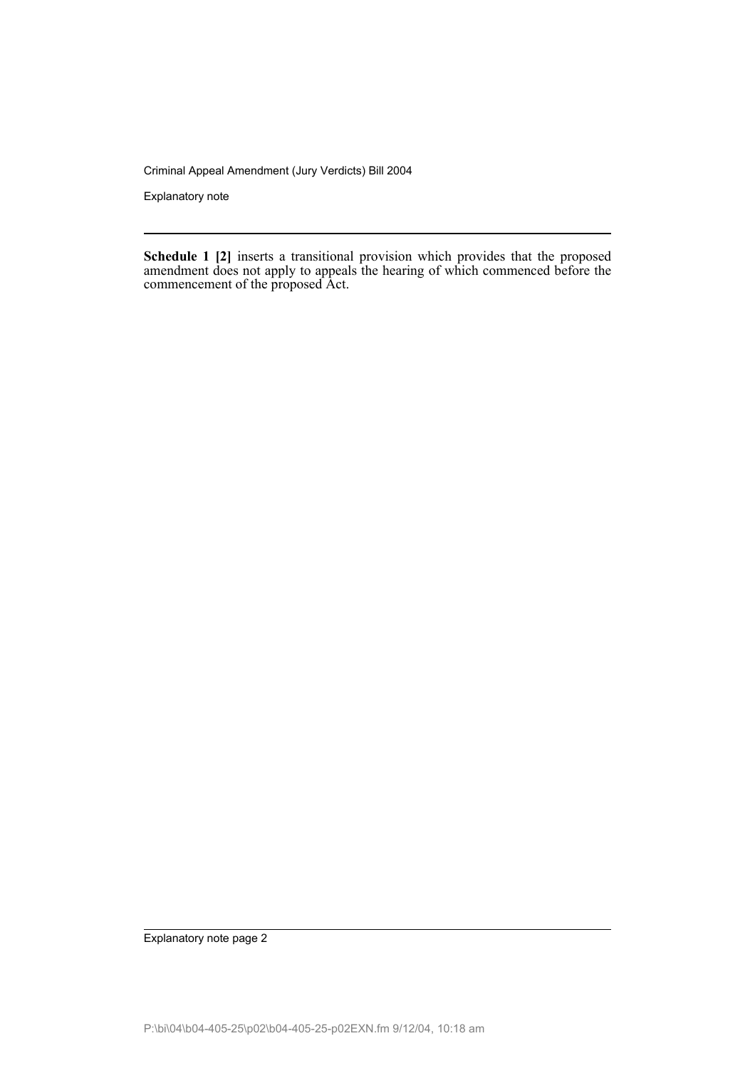**Schedule 1 [2]** inserts a transitional provision which provides that the proposed amendment does not apply to appeals the hearing of which commenced before the commencement of the proposed Act.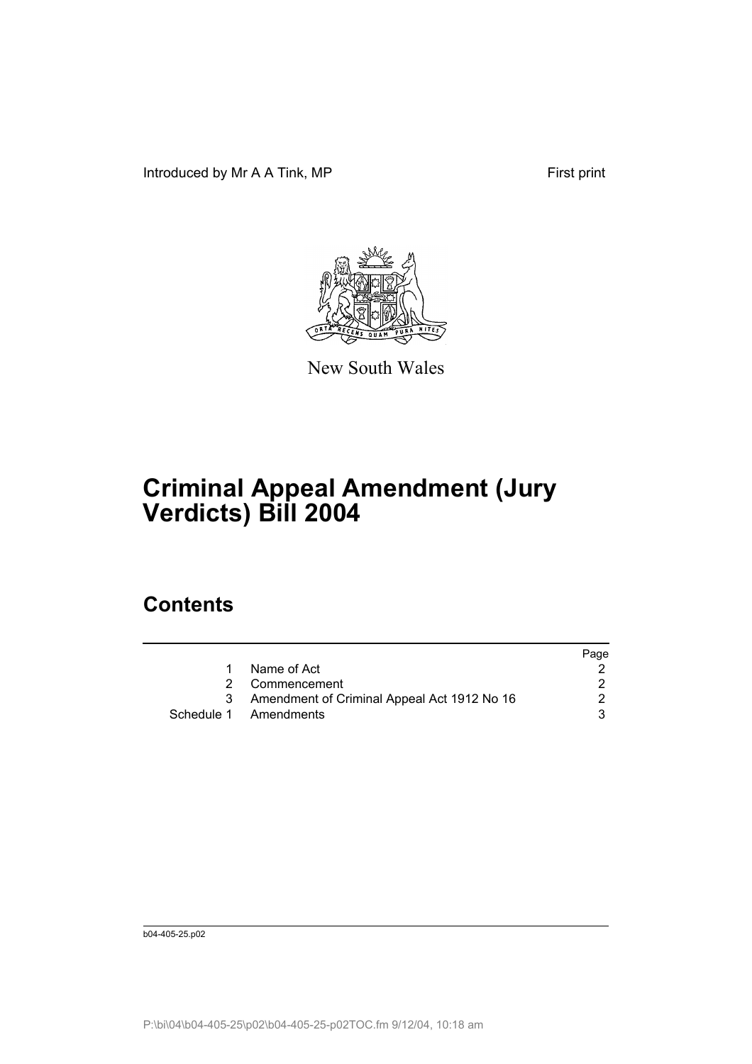Introduced by Mr A A Tink, MP First print

New South Wales

# Criminal Appeal Amendment (Jury Verdicts) Bill 2004

## Contents

| | | Page |
|---|---|---|
| 1 | Name of Act | 2 |
| 2 | Commencement | 2 |
| 3 | Amendment of Criminal Appeal Act 1912 No 16 | 2 |
| Schedule 1 | Amendments | 3 |

b04-405-25.p02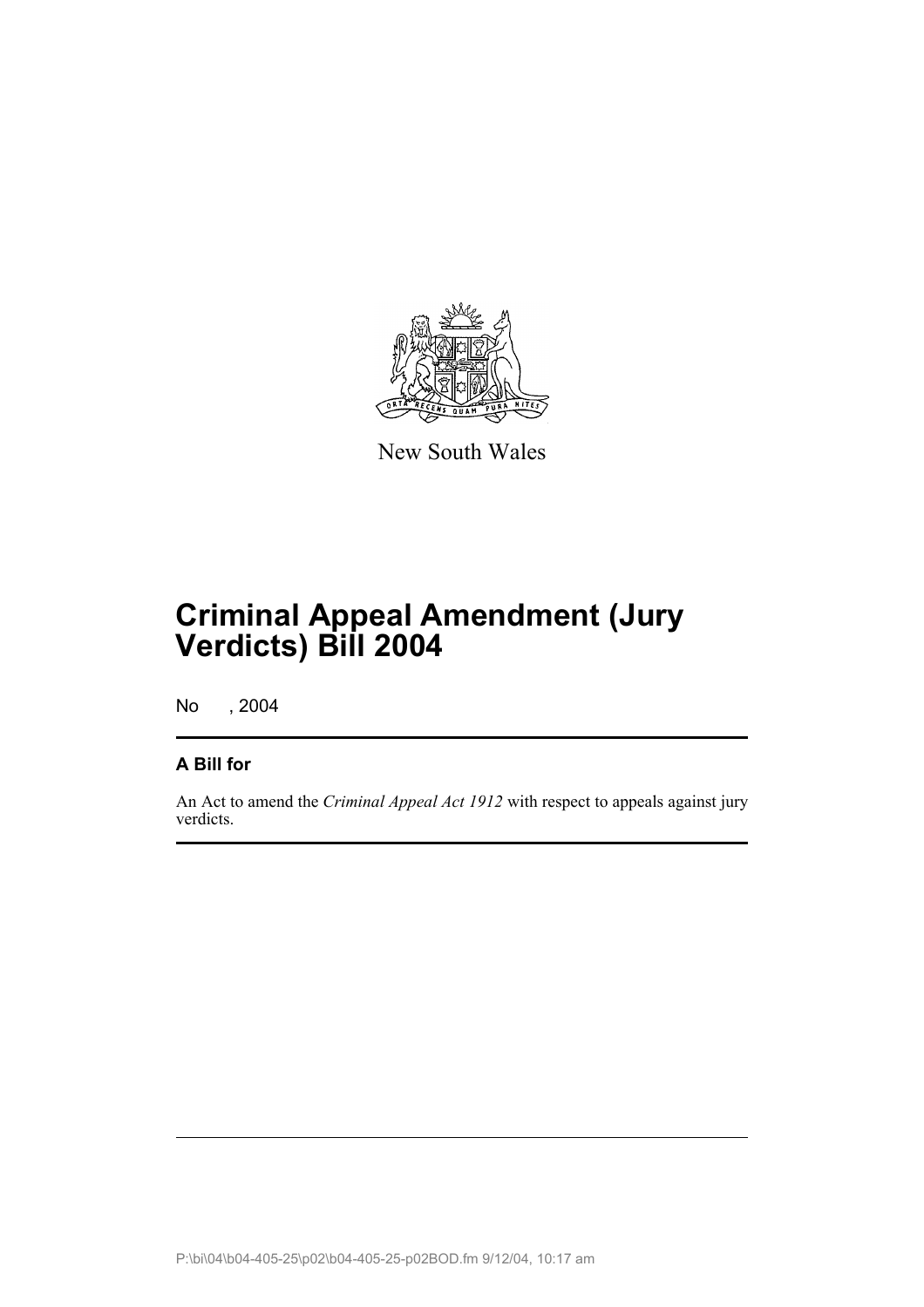New South Wales

# Criminal Appeal Amendment (Jury Verdicts) Bill 2004

No , 2004

## A Bill for

An Act to amend the *Criminal Appeal Act 1912* with respect to appeals against jury verdicts.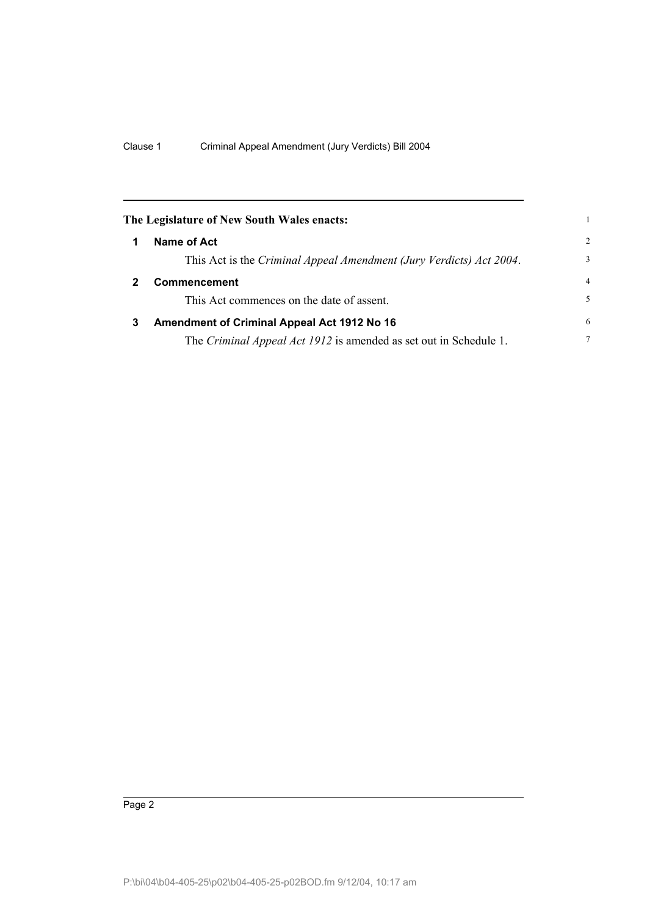The Legislature of New South Wales enacts:

## 1 Name of Act

This Act is the *Criminal Appeal Amendment (Jury Verdicts) Act 2004*.

## 2 Commencement

This Act commences on the date of assent.

## 3 Amendment of Criminal Appeal Act 1912 No 16

The *Criminal Appeal Act 1912* is amended as set out in Schedule 1.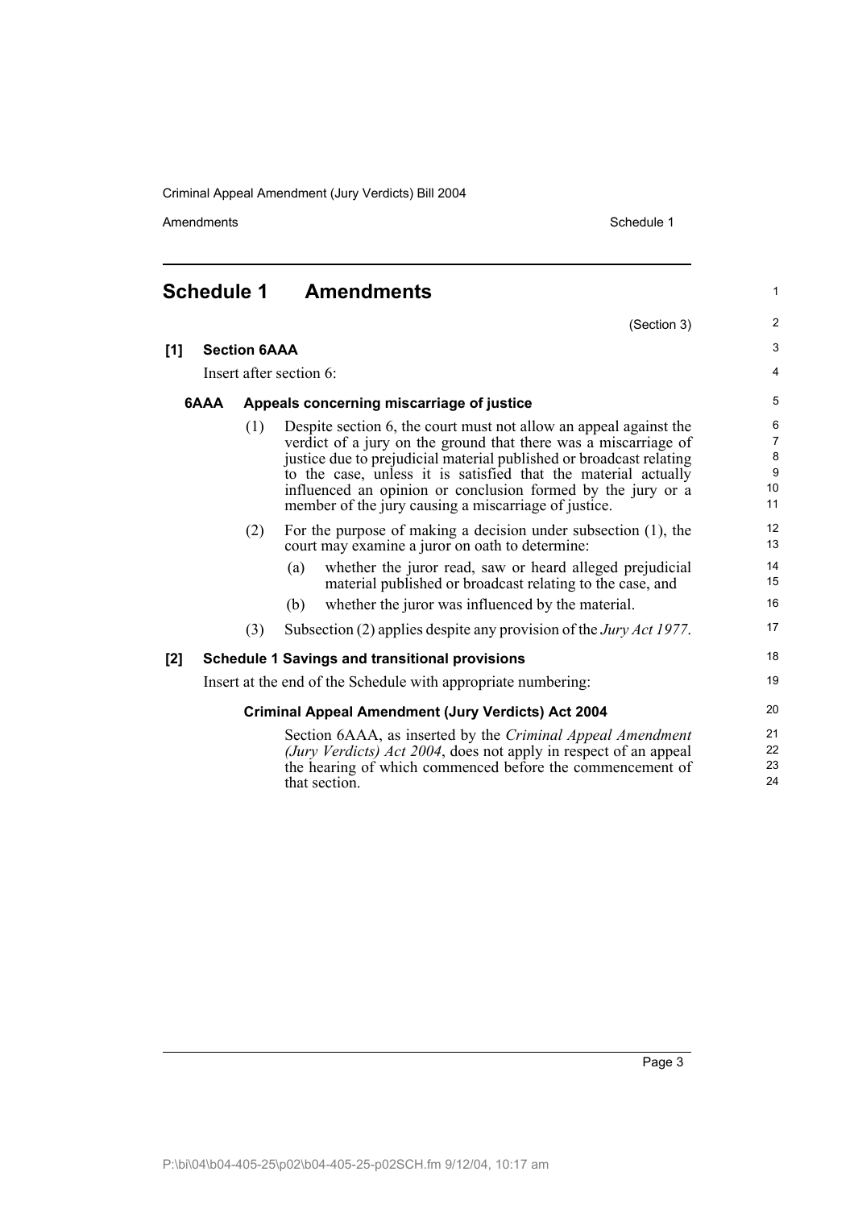# Schedule 1 Amendments

(Section 3)

**[1] Section 6AAA**

Insert after section 6:

### 6AAA Appeals concerning miscarriage of justice

(1) Despite section 6, the court must not allow an appeal against the verdict of a jury on the ground that there was a miscarriage of justice due to prejudicial material published or broadcast relating to the case, unless it is satisfied that the material actually influenced an opinion or conclusion formed by the jury or a member of the jury causing a miscarriage of justice.

(2) For the purpose of making a decision under subsection (1), the court may examine a juror on oath to determine:

- (a) whether the juror read, saw or heard alleged prejudicial material published or broadcast relating to the case, and
- (b) whether the juror was influenced by the material.

(3) Subsection (2) applies despite any provision of the *Jury Act 1977*.

**[2] Schedule 1 Savings and transitional provisions**

Insert at the end of the Schedule with appropriate numbering:

**Criminal Appeal Amendment (Jury Verdicts) Act 2004**

Section 6AAA, as inserted by the *Criminal Appeal Amendment (Jury Verdicts) Act 2004*, does not apply in respect of an appeal the hearing of which commenced before the commencement of that section.